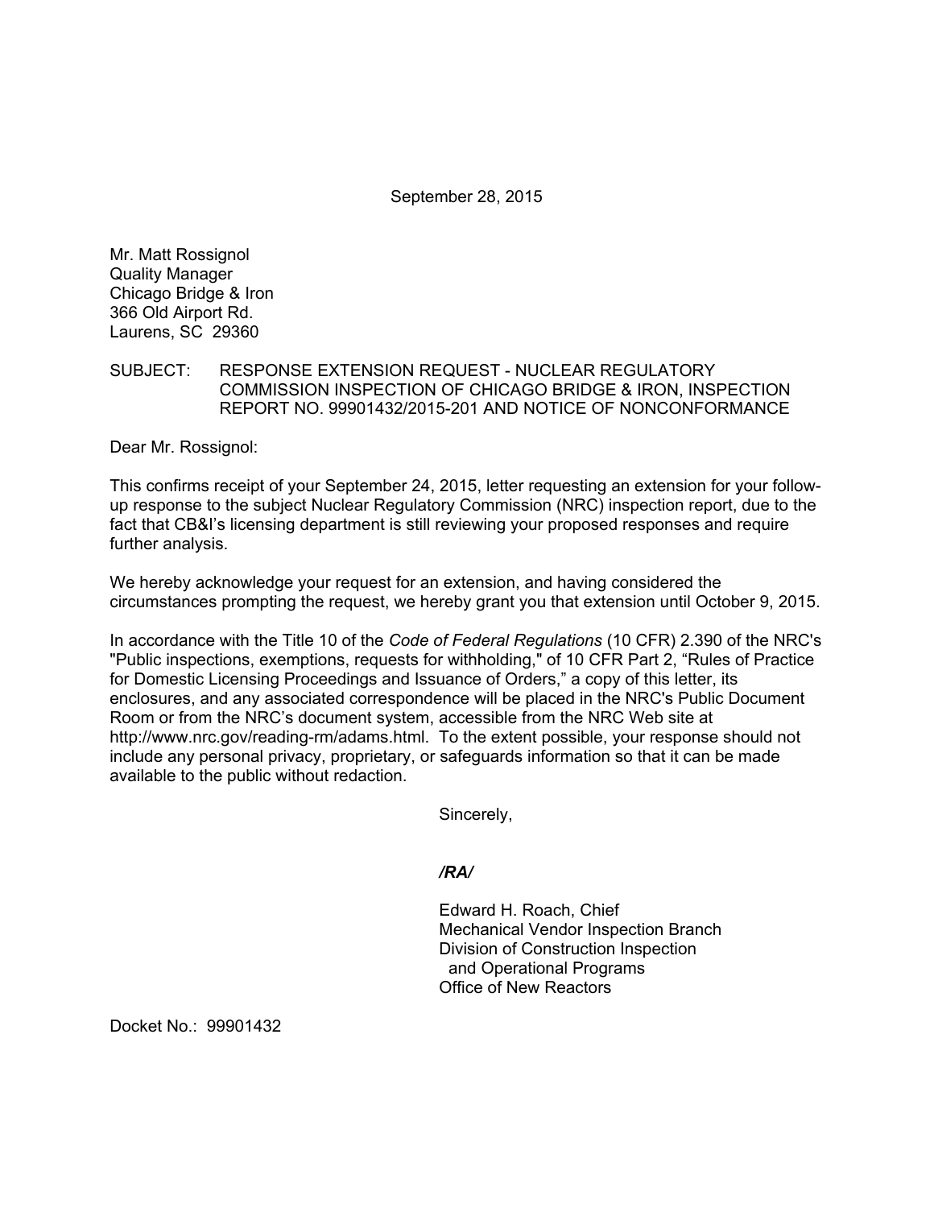September 28, 2015

Mr. Matt Rossignol  
Quality Manager  
Chicago Bridge & Iron  
366 Old Airport Rd.  
Laurens, SC 29360

SUBJECT: RESPONSE EXTENSION REQUEST - NUCLEAR REGULATORY COMMISSION INSPECTION OF CHICAGO BRIDGE & IRON, INSPECTION REPORT NO. 99901432/2015-201 AND NOTICE OF NONCONFORMANCE

Dear Mr. Rossignol:

This confirms receipt of your September 24, 2015, letter requesting an extension for your follow-up response to the subject Nuclear Regulatory Commission (NRC) inspection report, due to the fact that CB&I's licensing department is still reviewing your proposed responses and require further analysis.

We hereby acknowledge your request for an extension, and having considered the circumstances prompting the request, we hereby grant you that extension until October 9, 2015.

In accordance with the Title 10 of the *Code of Federal Regulations* (10 CFR) 2.390 of the NRC's "Public inspections, exemptions, requests for withholding," of 10 CFR Part 2, "Rules of Practice for Domestic Licensing Proceedings and Issuance of Orders," a copy of this letter, its enclosures, and any associated correspondence will be placed in the NRC's Public Document Room or from the NRC's document system, accessible from the NRC Web site at http://www.nrc.gov/reading-rm/adams.html. To the extent possible, your response should not include any personal privacy, proprietary, or safeguards information so that it can be made available to the public without redaction.

Sincerely,

***/RA/***

Edward H. Roach, Chief  
Mechanical Vendor Inspection Branch  
Division of Construction Inspection  
and Operational Programs  
Office of New Reactors

Docket No.: 99901432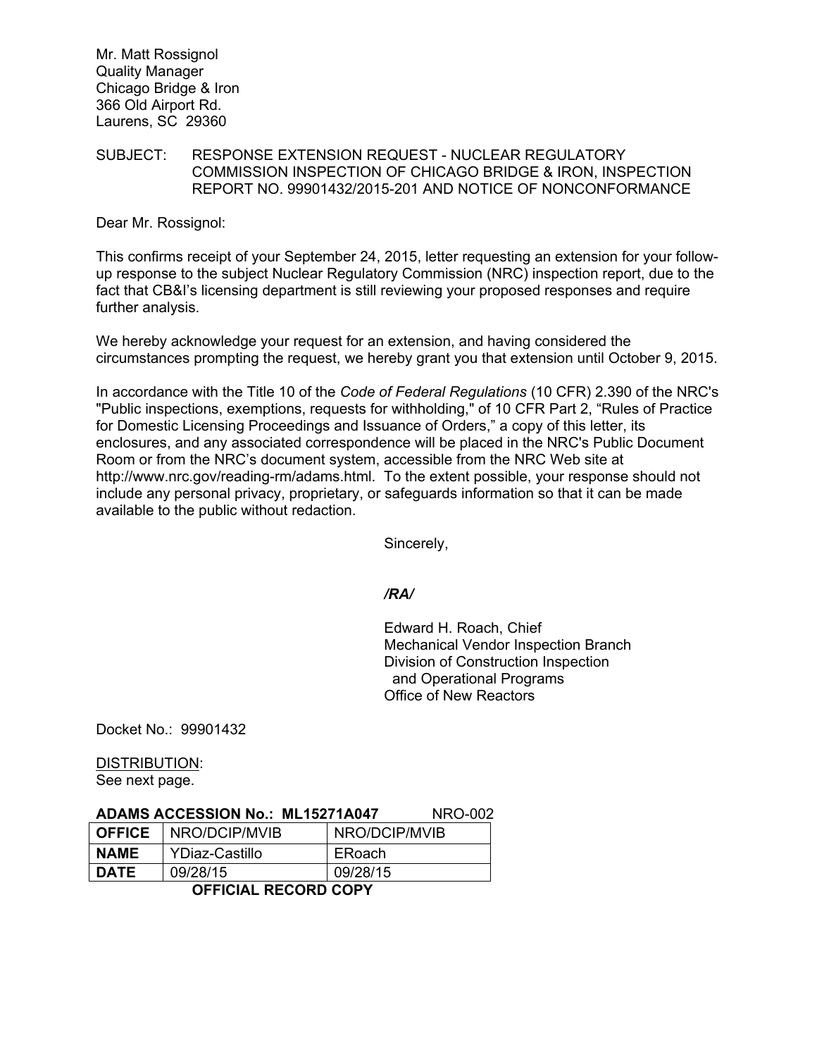Mr. Matt Rossignol
Quality Manager
Chicago Bridge & Iron
366 Old Airport Rd.
Laurens, SC 29360

SUBJECT: RESPONSE EXTENSION REQUEST - NUCLEAR REGULATORY COMMISSION INSPECTION OF CHICAGO BRIDGE & IRON, INSPECTION REPORT NO. 99901432/2015-201 AND NOTICE OF NONCONFORMANCE

Dear Mr. Rossignol:

This confirms receipt of your September 24, 2015, letter requesting an extension for your follow-up response to the subject Nuclear Regulatory Commission (NRC) inspection report, due to the fact that CB&I's licensing department is still reviewing your proposed responses and require further analysis.

We hereby acknowledge your request for an extension, and having considered the circumstances prompting the request, we hereby grant you that extension until October 9, 2015.

In accordance with the Title 10 of the *Code of Federal Regulations* (10 CFR) 2.390 of the NRC's "Public inspections, exemptions, requests for withholding," of 10 CFR Part 2, "Rules of Practice for Domestic Licensing Proceedings and Issuance of Orders," a copy of this letter, its enclosures, and any associated correspondence will be placed in the NRC's Public Document Room or from the NRC's document system, accessible from the NRC Web site at http://www.nrc.gov/reading-rm/adams.html. To the extent possible, your response should not include any personal privacy, proprietary, or safeguards information so that it can be made available to the public without redaction.

Sincerely,

***/RA/***

Edward H. Roach, Chief
Mechanical Vendor Inspection Branch
Division of Construction Inspection
and Operational Programs
Office of New Reactors

Docket No.: 99901432

DISTRIBUTION:
See next page.

**ADAMS ACCESSION No.: ML15271A047** NRO-002

| **OFFICE** | NRO/DCIP/MVIB | NRO/DCIP/MVIB |
|---|---|---|
| **NAME** | YDiaz-Castillo | ERoach |
| **DATE** | 09/28/15 | 09/28/15 |

**OFFICIAL RECORD COPY**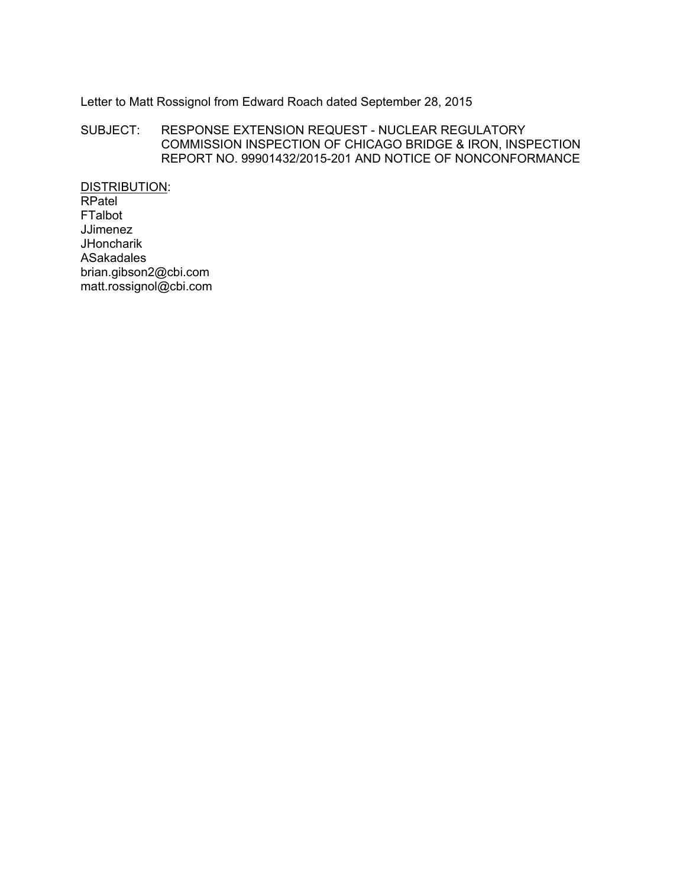Letter to Matt Rossignol from Edward Roach dated September 28, 2015

SUBJECT: RESPONSE EXTENSION REQUEST - NUCLEAR REGULATORY COMMISSION INSPECTION OF CHICAGO BRIDGE & IRON, INSPECTION REPORT NO. 99901432/2015-201 AND NOTICE OF NONCONFORMANCE

DISTRIBUTION:
RPatel
FTalbot
JJimenez
JHoncharik
ASakadales
brian.gibson2@cbi.com
matt.rossignol@cbi.com